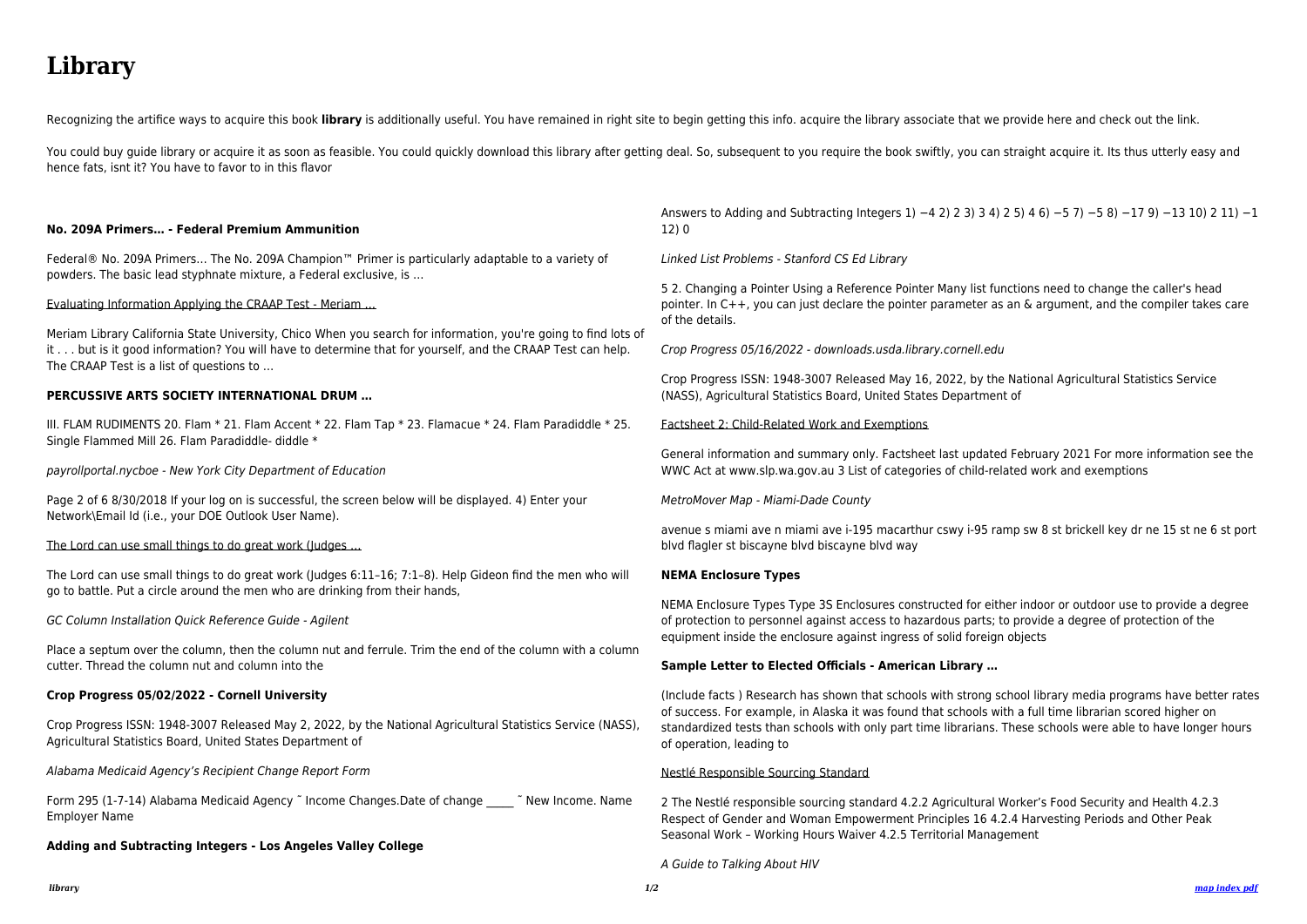# Library

Recognizing the artifice ways to acquire this book **library** is additionally useful. You have remained in right site to begin getting this info. acquire the library associate that we provide here and check out the link.

You could buy guide library or acquire it as soon as feasible. You could quickly download this library after getting deal. So, subsequent to you require the book swiftly, you can straight acquire it. Its thus utterly easy and hence fats, isnt it? You have to favor to in this flavor

**No. 209A Primers… - Federal Premium Ammunition**

Federal® No. 209A Primers… The No. 209A Champion™ Primer is particularly adaptable to a variety of powders. The basic lead styphnate mixture, a Federal exclusive, is …

Evaluating Information Applying the CRAAP Test - Meriam …

Meriam Library California State University, Chico When you search for information, you're going to find lots of it . . . but is it good information? You will have to determine that for yourself, and the CRAAP Test can help. The CRAAP Test is a list of questions to …

**PERCUSSIVE ARTS SOCIETY INTERNATIONAL DRUM …**

III. FLAM RUDIMENTS 20. Flam * 21. Flam Accent * 22. Flam Tap * 23. Flamacue * 24. Flam Paradiddle * 25. Single Flammed Mill 26. Flam Paradiddle- diddle *

*payrollportal.nycboe - New York City Department of Education*

Page 2 of 6 8/30/2018 If your log on is successful, the screen below will be displayed. 4) Enter your Network\Email Id (i.e., your DOE Outlook User Name).

The Lord can use small things to do great work (Judges …

The Lord can use small things to do great work (Judges 6:11–16; 7:1–8). Help Gideon find the men who will go to battle. Put a circle around the men who are drinking from their hands,

*GC Column Installation Quick Reference Guide - Agilent*

Place a septum over the column, then the column nut and ferrule. Trim the end of the column with a column cutter. Thread the column nut and column into the

**Crop Progress 05/02/2022 - Cornell University**

Crop Progress ISSN: 1948-3007 Released May 2, 2022, by the National Agricultural Statistics Service (NASS), Agricultural Statistics Board, United States Department of

*Alabama Medicaid Agency's Recipient Change Report Form*

Form 295 (1-7-14) Alabama Medicaid Agency ˜ Income Changes.Date of change _____ ˜ New Income. Name Employer Name

**Adding and Subtracting Integers - Los Angeles Valley College**

Answers to Adding and Subtracting Integers 1) −4 2) 2 3) 3 4) 2 5) 4 6) −5 7) −5 8) −17 9) −13 10) 2 11) −1 12) 0

*Linked List Problems - Stanford CS Ed Library*

5 2. Changing a Pointer Using a Reference Pointer Many list functions need to change the caller's head pointer. In C++, you can just declare the pointer parameter as an & argument, and the compiler takes care of the details.

*Crop Progress 05/16/2022 - downloads.usda.library.cornell.edu*

Crop Progress ISSN: 1948-3007 Released May 16, 2022, by the National Agricultural Statistics Service (NASS), Agricultural Statistics Board, United States Department of

Factsheet 2: Child-Related Work and Exemptions

General information and summary only. Factsheet last updated February 2021 For more information see the WWC Act at www.slp.wa.gov.au 3 List of categories of child-related work and exemptions

*MetroMover Map - Miami-Dade County*

avenue s miami ave n miami ave i-195 macarthur cswy i-95 ramp sw 8 st brickell key dr ne 15 st ne 6 st port blvd flagler st biscayne blvd biscayne blvd way

**NEMA Enclosure Types**

NEMA Enclosure Types Type 3S Enclosures constructed for either indoor or outdoor use to provide a degree of protection to personnel against access to hazardous parts; to provide a degree of protection of the equipment inside the enclosure against ingress of solid foreign objects

**Sample Letter to Elected Officials - American Library …**

(Include facts ) Research has shown that schools with strong school library media programs have better rates of success. For example, in Alaska it was found that schools with a full time librarian scored higher on standardized tests than schools with only part time librarians. These schools were able to have longer hours of operation, leading to

Nestlé Responsible Sourcing Standard

2 The Nestlé responsible sourcing standard 4.2.2 Agricultural Worker's Food Security and Health 4.2.3 Respect of Gender and Woman Empowerment Principles 16 4.2.4 Harvesting Periods and Other Peak Seasonal Work – Working Hours Waiver 4.2.5 Territorial Management

*A Guide to Talking About HIV*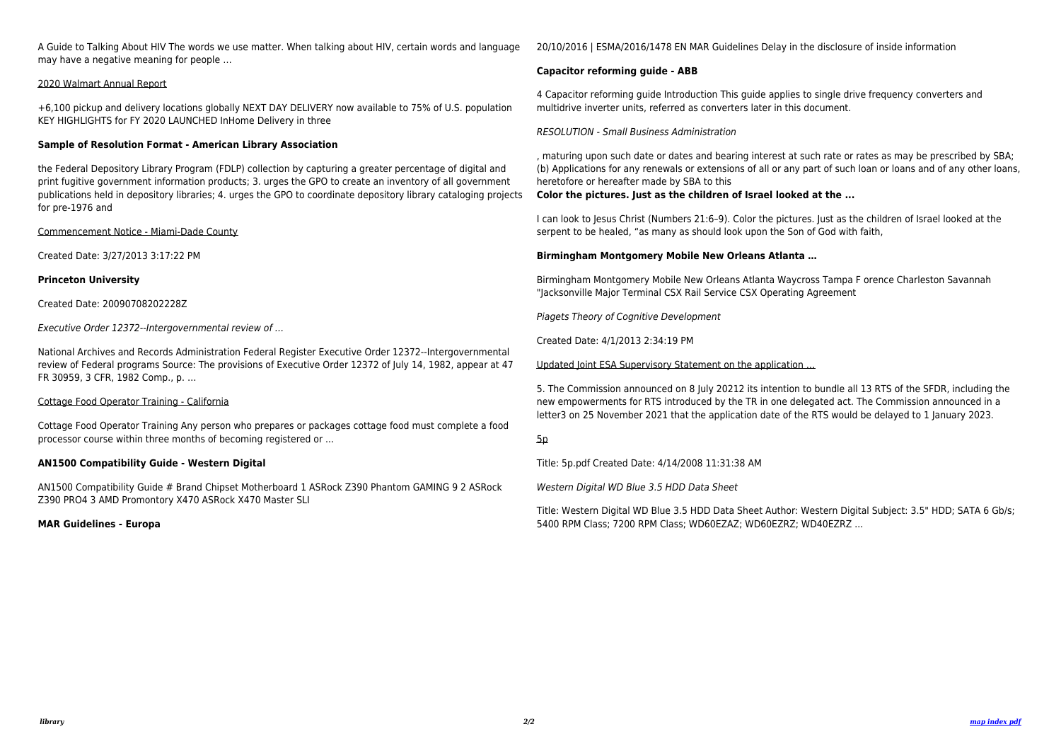A Guide to Talking About HIV The words we use matter. When talking about HIV, certain words and language may have a negative meaning for people …

2020 Walmart Annual Report

+6,100 pickup and delivery locations globally NEXT DAY DELIVERY now available to 75% of U.S. population KEY HIGHLIGHTS for FY 2020 LAUNCHED InHome Delivery in three

**Sample of Resolution Format - American Library Association**

the Federal Depository Library Program (FDLP) collection by capturing a greater percentage of digital and print fugitive government information products; 3. urges the GPO to create an inventory of all government publications held in depository libraries; 4. urges the GPO to coordinate depository library cataloging projects for pre-1976 and

Commencement Notice - Miami-Dade County

Created Date: 3/27/2013 3:17:22 PM

**Princeton University**

Created Date: 20090708202228Z

*Executive Order 12372--Intergovernmental review of …*

National Archives and Records Administration Federal Register Executive Order 12372--Intergovernmental review of Federal programs Source: The provisions of Executive Order 12372 of July 14, 1982, appear at 47 FR 30959, 3 CFR, 1982 Comp., p. …

Cottage Food Operator Training - California

Cottage Food Operator Training Any person who prepares or packages cottage food must complete a food processor course within three months of becoming registered or ...

**AN1500 Compatibility Guide - Western Digital**

AN1500 Compatibility Guide # Brand Chipset Motherboard 1 ASRock Z390 Phantom GAMING 9 2 ASRock Z390 PRO4 3 AMD Promontory X470 ASRock X470 Master SLI

**MAR Guidelines - Europa**

20/10/2016 | ESMA/2016/1478 EN MAR Guidelines Delay in the disclosure of inside information

**Capacitor reforming guide - ABB**

4 Capacitor reforming guide Introduction This guide applies to single drive frequency converters and multidrive inverter units, referred as converters later in this document.

*RESOLUTION - Small Business Administration*

, maturing upon such date or dates and bearing interest at such rate or rates as may be prescribed by SBA; (b) Applications for any renewals or extensions of all or any part of such loan or loans and of any other loans, heretofore or hereafter made by SBA to this

**Color the pictures. Just as the children of Israel looked at the ...**

I can look to Jesus Christ (Numbers 21:6–9). Color the pictures. Just as the children of Israel looked at the serpent to be healed, "as many as should look upon the Son of God with faith,

**Birmingham Montgomery Mobile New Orleans Atlanta …**

Birmingham Montgomery Mobile New Orleans Atlanta Waycross Tampa F orence Charleston Savannah "Jacksonville Major Terminal CSX Rail Service CSX Operating Agreement

*Piagets Theory of Cognitive Development*

Created Date: 4/1/2013 2:34:19 PM

Updated Joint ESA Supervisory Statement on the application …

5. The Commission announced on 8 July 20212 its intention to bundle all 13 RTS of the SFDR, including the new empowerments for RTS introduced by the TR in one delegated act. The Commission announced in a letter3 on 25 November 2021 that the application date of the RTS would be delayed to 1 January 2023.

5p

Title: 5p.pdf Created Date: 4/14/2008 11:31:38 AM

*Western Digital WD Blue 3.5 HDD Data Sheet*

Title: Western Digital WD Blue 3.5 HDD Data Sheet Author: Western Digital Subject: 3.5" HDD; SATA 6 Gb/s; 5400 RPM Class; 7200 RPM Class; WD60EZAZ; WD60EZRZ; WD40EZRZ ...